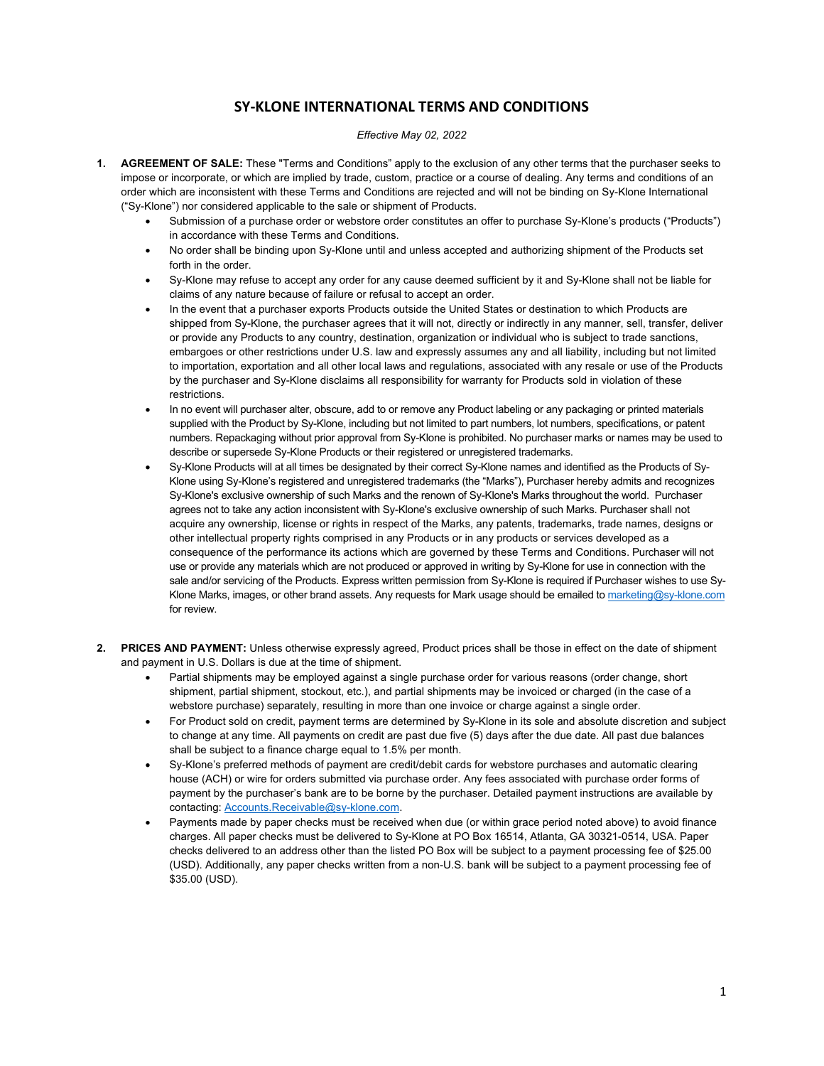# SY-KLONE INTERNATIONAL TERMS AND CONDITIONS

*Effective May 02, 2022*

1. **AGREEMENT OF SALE:** These "Terms and Conditions" apply to the exclusion of any other terms that the purchaser seeks to impose or incorporate, or which are implied by trade, custom, practice or a course of dealing. Any terms and conditions of an order which are inconsistent with these Terms and Conditions are rejected and will not be binding on Sy-Klone International ("Sy-Klone") nor considered applicable to the sale or shipment of Products.
   - Submission of a purchase order or webstore order constitutes an offer to purchase Sy-Klone's products ("Products") in accordance with these Terms and Conditions.
   - No order shall be binding upon Sy-Klone until and unless accepted and authorizing shipment of the Products set forth in the order.
   - Sy-Klone may refuse to accept any order for any cause deemed sufficient by it and Sy-Klone shall not be liable for claims of any nature because of failure or refusal to accept an order.
   - In the event that a purchaser exports Products outside the United States or destination to which Products are shipped from Sy-Klone, the purchaser agrees that it will not, directly or indirectly in any manner, sell, transfer, deliver or provide any Products to any country, destination, organization or individual who is subject to trade sanctions, embargoes or other restrictions under U.S. law and expressly assumes any and all liability, including but not limited to importation, exportation and all other local laws and regulations, associated with any resale or use of the Products by the purchaser and Sy-Klone disclaims all responsibility for warranty for Products sold in violation of these restrictions.
   - In no event will purchaser alter, obscure, add to or remove any Product labeling or any packaging or printed materials supplied with the Product by Sy-Klone, including but not limited to part numbers, lot numbers, specifications, or patent numbers. Repackaging without prior approval from Sy-Klone is prohibited. No purchaser marks or names may be used to describe or supersede Sy-Klone Products or their registered or unregistered trademarks.
   - Sy-Klone Products will at all times be designated by their correct Sy-Klone names and identified as the Products of Sy-Klone using Sy-Klone's registered and unregistered trademarks (the "Marks"), Purchaser hereby admits and recognizes Sy-Klone's exclusive ownership of such Marks and the renown of Sy-Klone's Marks throughout the world. Purchaser agrees not to take any action inconsistent with Sy-Klone's exclusive ownership of such Marks. Purchaser shall not acquire any ownership, license or rights in respect of the Marks, any patents, trademarks, trade names, designs or other intellectual property rights comprised in any Products or in any products or services developed as a consequence of the performance its actions which are governed by these Terms and Conditions. Purchaser will not use or provide any materials which are not produced or approved in writing by Sy-Klone for use in connection with the sale and/or servicing of the Products. Express written permission from Sy-Klone is required if Purchaser wishes to use Sy-Klone Marks, images, or other brand assets. Any requests for Mark usage should be emailed to marketing@sy-klone.com for review.

2. **PRICES AND PAYMENT:** Unless otherwise expressly agreed, Product prices shall be those in effect on the date of shipment and payment in U.S. Dollars is due at the time of shipment.
   - Partial shipments may be employed against a single purchase order for various reasons (order change, short shipment, partial shipment, stockout, etc.), and partial shipments may be invoiced or charged (in the case of a webstore purchase) separately, resulting in more than one invoice or charge against a single order.
   - For Product sold on credit, payment terms are determined by Sy-Klone in its sole and absolute discretion and subject to change at any time. All payments on credit are past due five (5) days after the due date. All past due balances shall be subject to a finance charge equal to 1.5% per month.
   - Sy-Klone's preferred methods of payment are credit/debit cards for webstore purchases and automatic clearing house (ACH) or wire for orders submitted via purchase order. Any fees associated with purchase order forms of payment by the purchaser's bank are to be borne by the purchaser. Detailed payment instructions are available by contacting: Accounts.Receivable@sy-klone.com.
   - Payments made by paper checks must be received when due (or within grace period noted above) to avoid finance charges. All paper checks must be delivered to Sy-Klone at PO Box 16514, Atlanta, GA 30321-0514, USA. Paper checks delivered to an address other than the listed PO Box will be subject to a payment processing fee of $25.00 (USD). Additionally, any paper checks written from a non-U.S. bank will be subject to a payment processing fee of $35.00 (USD).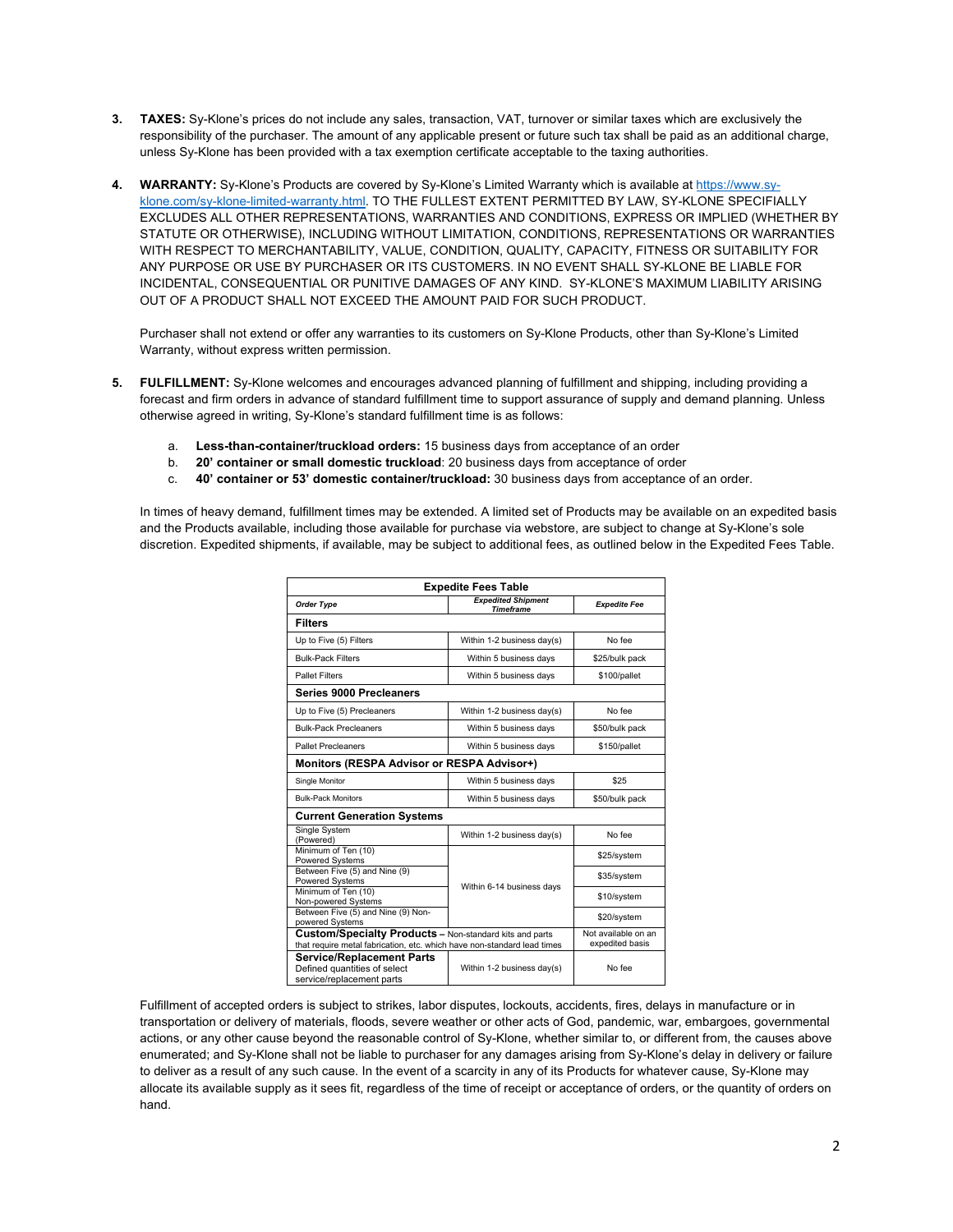3. **TAXES:** Sy-Klone's prices do not include any sales, transaction, VAT, turnover or similar taxes which are exclusively the responsibility of the purchaser. The amount of any applicable present or future such tax shall be paid as an additional charge, unless Sy-Klone has been provided with a tax exemption certificate acceptable to the taxing authorities.

4. **WARRANTY:** Sy-Klone's Products are covered by Sy-Klone's Limited Warranty which is available at [https://www.sy-klone.com/sy-klone-limited-warranty.html](https://www.sy-klone.com/sy-klone-limited-warranty.html). TO THE FULLEST EXTENT PERMITTED BY LAW, SY-KLONE SPECIFIALLY EXCLUDES ALL OTHER REPRESENTATIONS, WARRANTIES AND CONDITIONS, EXPRESS OR IMPLIED (WHETHER BY STATUTE OR OTHERWISE), INCLUDING WITHOUT LIMITATION, CONDITIONS, REPRESENTATIONS OR WARRANTIES WITH RESPECT TO MERCHANTABILITY, VALUE, CONDITION, QUALITY, CAPACITY, FITNESS OR SUITABILITY FOR ANY PURPOSE OR USE BY PURCHASER OR ITS CUSTOMERS. IN NO EVENT SHALL SY-KLONE BE LIABLE FOR INCIDENTAL, CONSEQUENTIAL OR PUNITIVE DAMAGES OF ANY KIND. SY-KLONE'S MAXIMUM LIABILITY ARISING OUT OF A PRODUCT SHALL NOT EXCEED THE AMOUNT PAID FOR SUCH PRODUCT.

   Purchaser shall not extend or offer any warranties to its customers on Sy-Klone Products, other than Sy-Klone's Limited Warranty, without express written permission.

5. **FULFILLMENT:** Sy-Klone welcomes and encourages advanced planning of fulfillment and shipping, including providing a forecast and firm orders in advance of standard fulfillment time to support assurance of supply and demand planning. Unless otherwise agreed in writing, Sy-Klone's standard fulfillment time is as follows:

   a. **Less-than-container/truckload orders:** 15 business days from acceptance of an order
   b. **20' container or small domestic truckload**: 20 business days from acceptance of order
   c. **40' container or 53' domestic container/truckload:** 30 business days from acceptance of an order.

   In times of heavy demand, fulfillment times may be extended. A limited set of Products may be available on an expedited basis and the Products available, including those available for purchase via webstore, are subject to change at Sy-Klone's sole discretion. Expedited shipments, if available, may be subject to additional fees, as outlined below in the Expedited Fees Table.

**Expedite Fees Table**

| *Order Type* | *Expedited Shipment Timeframe* | *Expedite Fee* |
|---|---|---|
| **Filters** | | |
| Up to Five (5) Filters | Within 1-2 business day(s) | No fee |
| Bulk-Pack Filters | Within 5 business days | $25/bulk pack |
| Pallet Filters | Within 5 business days | $100/pallet |
| **Series 9000 Precleaners** | | |
| Up to Five (5) Precleaners | Within 1-2 business day(s) | No fee |
| Bulk-Pack Precleaners | Within 5 business days | $50/bulk pack |
| Pallet Precleaners | Within 5 business days | $150/pallet |
| **Monitors (RESPA Advisor or RESPA Advisor+)** | | |
| Single Monitor | Within 5 business days | $25 |
| Bulk-Pack Monitors | Within 5 business days | $50/bulk pack |
| **Current Generation Systems** | | |
| Single System (Powered) | Within 1-2 business day(s) | No fee |
| Minimum of Ten (10) Powered Systems | Within 6-14 business days | $25/system |
| Between Five (5) and Nine (9) Powered Systems | Within 6-14 business days | $35/system |
| Minimum of Ten (10) Non-powered Systems | Within 6-14 business days | $10/system |
| Between Five (5) and Nine (9) Non-powered Systems | Within 6-14 business days | $20/system |
| **Custom/Specialty Products** – Non-standard kits and parts that require metal fabrication, etc. which have non-standard lead times | | Not available on an expedited basis |
| **Service/Replacement Parts** Defined quantities of select service/replacement parts | Within 1-2 business day(s) | No fee |

   Fulfillment of accepted orders is subject to strikes, labor disputes, lockouts, accidents, fires, delays in manufacture or in transportation or delivery of materials, floods, severe weather or other acts of God, pandemic, war, embargoes, governmental actions, or any other cause beyond the reasonable control of Sy-Klone, whether similar to, or different from, the causes above enumerated; and Sy-Klone shall not be liable to purchaser for any damages arising from Sy-Klone's delay in delivery or failure to deliver as a result of any such cause. In the event of a scarcity in any of its Products for whatever cause, Sy-Klone may allocate its available supply as it sees fit, regardless of the time of receipt or acceptance of orders, or the quantity of orders on hand.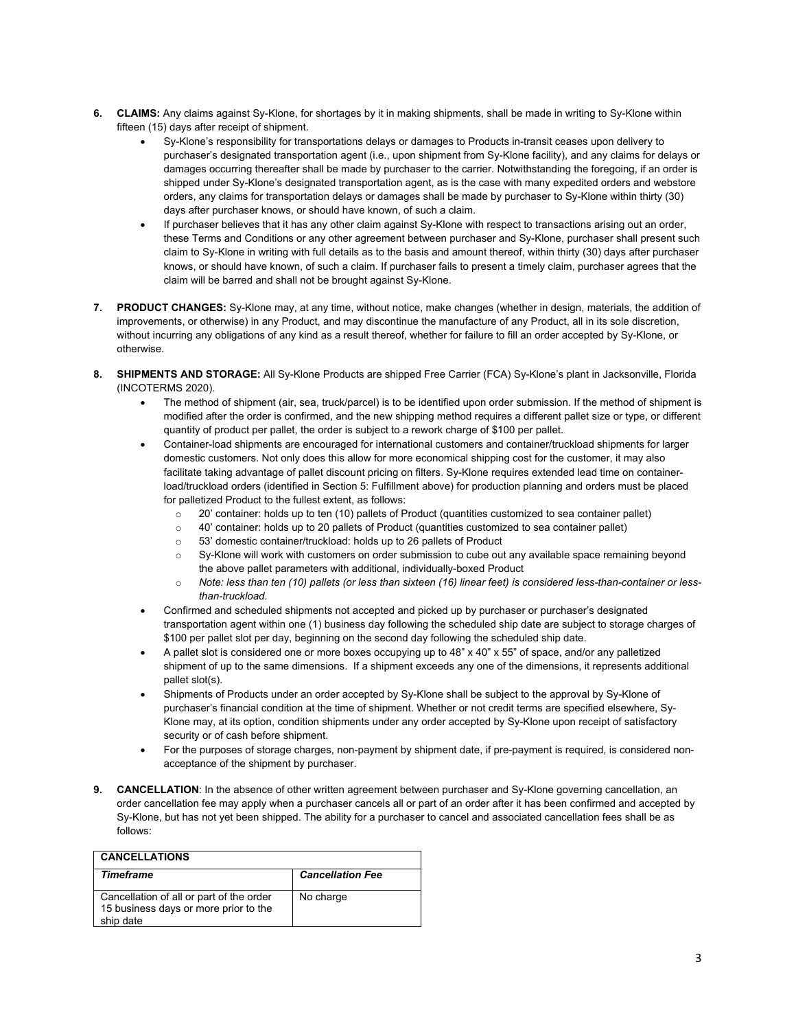6. **CLAIMS:** Any claims against Sy-Klone, for shortages by it in making shipments, shall be made in writing to Sy-Klone within fifteen (15) days after receipt of shipment.
    - Sy-Klone's responsibility for transportations delays or damages to Products in-transit ceases upon delivery to purchaser's designated transportation agent (i.e., upon shipment from Sy-Klone facility), and any claims for delays or damages occurring thereafter shall be made by purchaser to the carrier. Notwithstanding the foregoing, if an order is shipped under Sy-Klone's designated transportation agent, as is the case with many expedited orders and webstore orders, any claims for transportation delays or damages shall be made by purchaser to Sy-Klone within thirty (30) days after purchaser knows, or should have known, of such a claim.
    - If purchaser believes that it has any other claim against Sy-Klone with respect to transactions arising out an order, these Terms and Conditions or any other agreement between purchaser and Sy-Klone, purchaser shall present such claim to Sy-Klone in writing with full details as to the basis and amount thereof, within thirty (30) days after purchaser knows, or should have known, of such a claim. If purchaser fails to present a timely claim, purchaser agrees that the claim will be barred and shall not be brought against Sy-Klone.

7. **PRODUCT CHANGES:** Sy-Klone may, at any time, without notice, make changes (whether in design, materials, the addition of improvements, or otherwise) in any Product, and may discontinue the manufacture of any Product, all in its sole discretion, without incurring any obligations of any kind as a result thereof, whether for failure to fill an order accepted by Sy-Klone, or otherwise.

8. **SHIPMENTS AND STORAGE:** All Sy-Klone Products are shipped Free Carrier (FCA) Sy-Klone's plant in Jacksonville, Florida (INCOTERMS 2020).
    - The method of shipment (air, sea, truck/parcel) is to be identified upon order submission. If the method of shipment is modified after the order is confirmed, and the new shipping method requires a different pallet size or type, or different quantity of product per pallet, the order is subject to a rework charge of $100 per pallet.
    - Container-load shipments are encouraged for international customers and container/truckload shipments for larger domestic customers. Not only does this allow for more economical shipping cost for the customer, it may also facilitate taking advantage of pallet discount pricing on filters. Sy-Klone requires extended lead time on container-load/truckload orders (identified in Section 5: Fulfillment above) for production planning and orders must be placed for palletized Product to the fullest extent, as follows:
        - 20' container: holds up to ten (10) pallets of Product (quantities customized to sea container pallet)
        - 40' container: holds up to 20 pallets of Product (quantities customized to sea container pallet)
        - 53' domestic container/truckload: holds up to 26 pallets of Product
        - Sy-Klone will work with customers on order submission to cube out any available space remaining beyond the above pallet parameters with additional, individually-boxed Product
        - *Note: less than ten (10) pallets (or less than sixteen (16) linear feet) is considered less-than-container or less-than-truckload.*
    - Confirmed and scheduled shipments not accepted and picked up by purchaser or purchaser's designated transportation agent within one (1) business day following the scheduled ship date are subject to storage charges of $100 per pallet slot per day, beginning on the second day following the scheduled ship date.
    - A pallet slot is considered one or more boxes occupying up to 48" x 40" x 55" of space, and/or any palletized shipment of up to the same dimensions. If a shipment exceeds any one of the dimensions, it represents additional pallet slot(s).
    - Shipments of Products under an order accepted by Sy-Klone shall be subject to the approval by Sy-Klone of purchaser's financial condition at the time of shipment. Whether or not credit terms are specified elsewhere, Sy-Klone may, at its option, condition shipments under any order accepted by Sy-Klone upon receipt of satisfactory security or of cash before shipment.
    - For the purposes of storage charges, non-payment by shipment date, if pre-payment is required, is considered non-acceptance of the shipment by purchaser.

9. **CANCELLATION**: In the absence of other written agreement between purchaser and Sy-Klone governing cancellation, an order cancellation fee may apply when a purchaser cancels all or part of an order after it has been confirmed and accepted by Sy-Klone, but has not yet been shipped. The ability for a purchaser to cancel and associated cancellation fees shall be as follows:

| **CANCELLATIONS** | |
|---|---|
| ***Timeframe*** | ***Cancellation Fee*** |
| Cancellation of all or part of the order 15 business days or more prior to the ship date | No charge |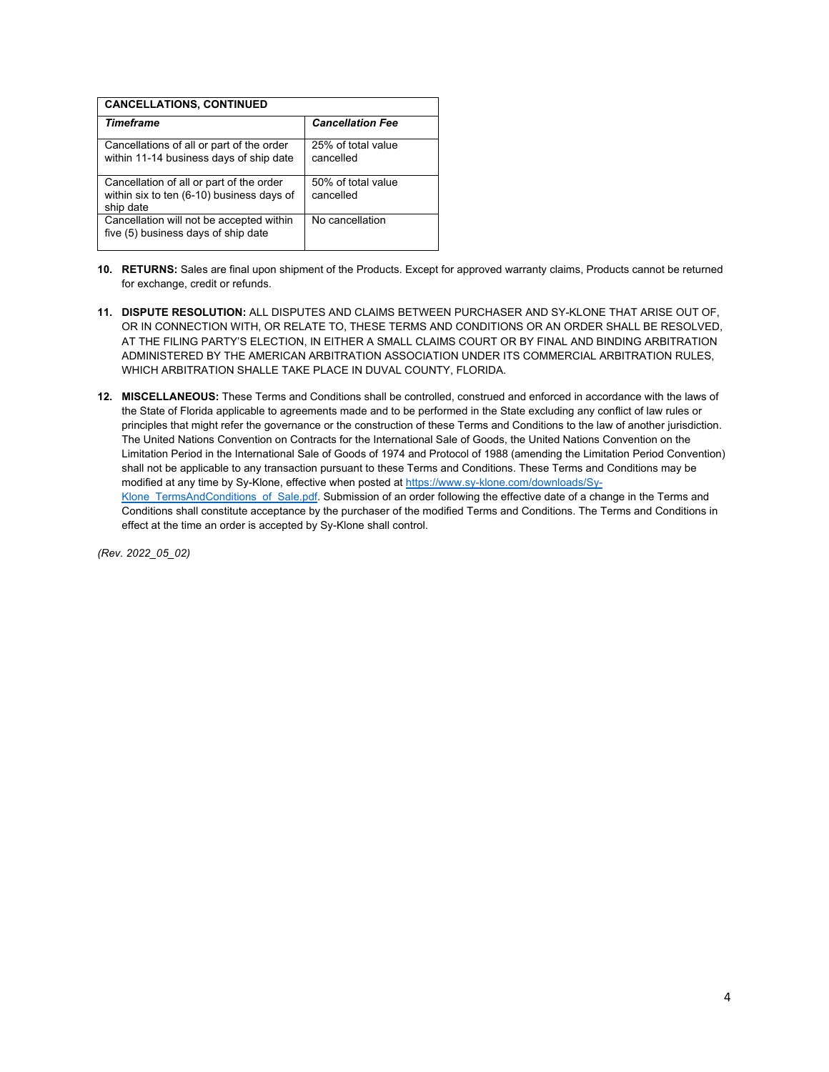| CANCELLATIONS, CONTINUED | |
|---|---|
| ***Timeframe*** | ***Cancellation Fee*** |
| Cancellations of all or part of the order within 11-14 business days of ship date | 25% of total value cancelled |
| Cancellation of all or part of the order within six to ten (6-10) business days of ship date | 50% of total value cancelled |
| Cancellation will not be accepted within five (5) business days of ship date | No cancellation |

10. **RETURNS:** Sales are final upon shipment of the Products. Except for approved warranty claims, Products cannot be returned for exchange, credit or refunds.

11. **DISPUTE RESOLUTION:** ALL DISPUTES AND CLAIMS BETWEEN PURCHASER AND SY-KLONE THAT ARISE OUT OF, OR IN CONNECTION WITH, OR RELATE TO, THESE TERMS AND CONDITIONS OR AN ORDER SHALL BE RESOLVED, AT THE FILING PARTY'S ELECTION, IN EITHER A SMALL CLAIMS COURT OR BY FINAL AND BINDING ARBITRATION ADMINISTERED BY THE AMERICAN ARBITRATION ASSOCIATION UNDER ITS COMMERCIAL ARBITRATION RULES, WHICH ARBITRATION SHALLE TAKE PLACE IN DUVAL COUNTY, FLORIDA.

12. **MISCELLANEOUS:** These Terms and Conditions shall be controlled, construed and enforced in accordance with the laws of the State of Florida applicable to agreements made and to be performed in the State excluding any conflict of law rules or principles that might refer the governance or the construction of these Terms and Conditions to the law of another jurisdiction. The United Nations Convention on Contracts for the International Sale of Goods, the United Nations Convention on the Limitation Period in the International Sale of Goods of 1974 and Protocol of 1988 (amending the Limitation Period Convention) shall not be applicable to any transaction pursuant to these Terms and Conditions. These Terms and Conditions may be modified at any time by Sy-Klone, effective when posted at [https://www.sy-klone.com/downloads/Sy-Klone_TermsAndConditions_of_Sale.pdf](https://www.sy-klone.com/downloads/Sy-Klone_TermsAndConditions_of_Sale.pdf). Submission of an order following the effective date of a change in the Terms and Conditions shall constitute acceptance by the purchaser of the modified Terms and Conditions. The Terms and Conditions in effect at the time an order is accepted by Sy-Klone shall control.

*(Rev. 2022_05_02)*